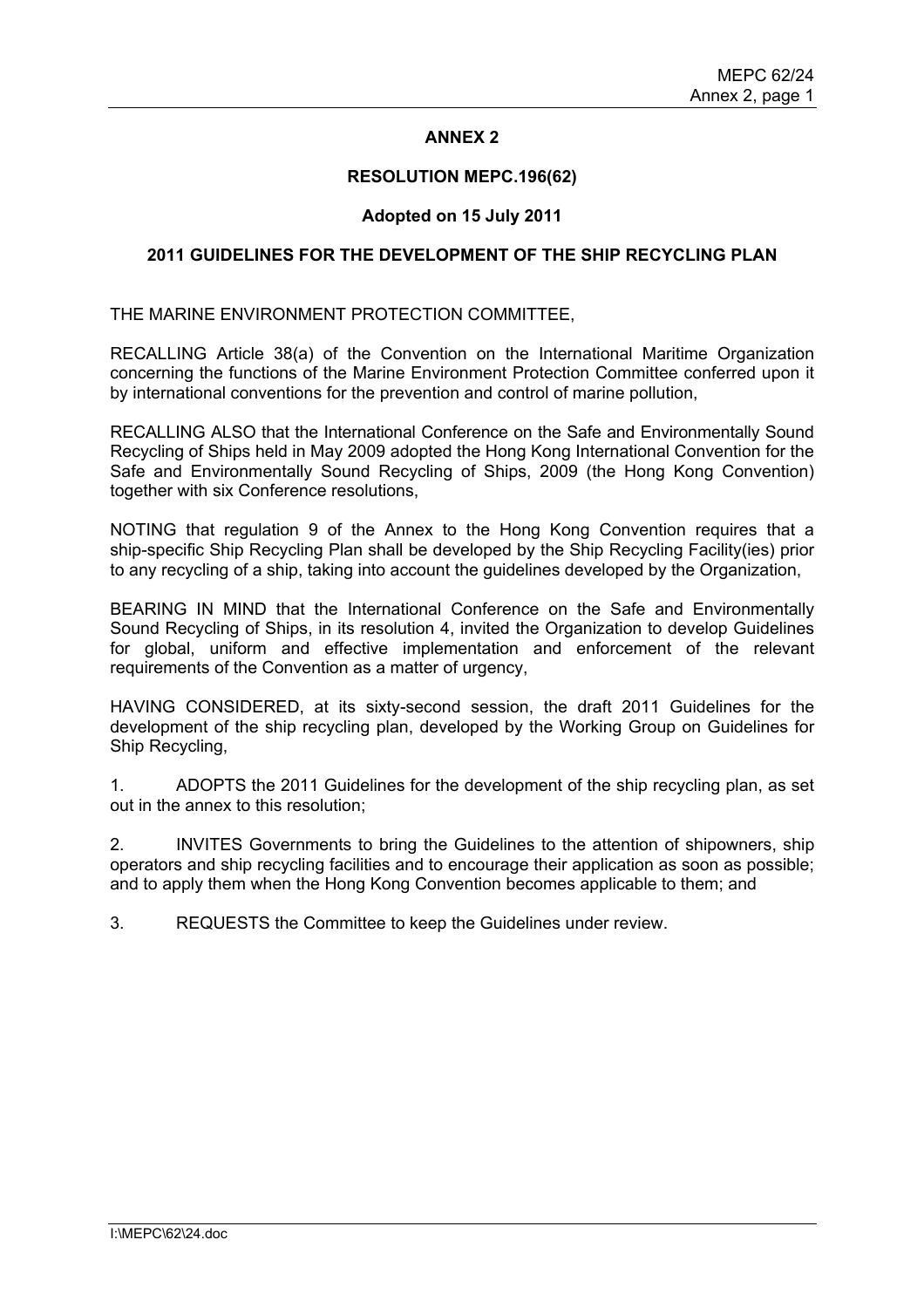## ANNEX 2

## RESOLUTION MEPC.196(62)

### Adopted on 15 July 2011

### 2011 GUIDELINES FOR THE DEVELOPMENT OF THE SHIP RECYCLING PLAN

THE MARINE ENVIRONMENT PROTECTION COMMITTEE,

RECALLING Article 38(a) of the Convention on the International Maritime Organization concerning the functions of the Marine Environment Protection Committee conferred upon it by international conventions for the prevention and control of marine pollution,

RECALLING ALSO that the International Conference on the Safe and Environmentally Sound Recycling of Ships held in May 2009 adopted the Hong Kong International Convention for the Safe and Environmentally Sound Recycling of Ships, 2009 (the Hong Kong Convention) together with six Conference resolutions,

NOTING that regulation 9 of the Annex to the Hong Kong Convention requires that a ship-specific Ship Recycling Plan shall be developed by the Ship Recycling Facility(ies) prior to any recycling of a ship, taking into account the guidelines developed by the Organization,

BEARING IN MIND that the International Conference on the Safe and Environmentally Sound Recycling of Ships, in its resolution 4, invited the Organization to develop Guidelines for global, uniform and effective implementation and enforcement of the relevant requirements of the Convention as a matter of urgency,

HAVING CONSIDERED, at its sixty-second session, the draft 2011 Guidelines for the development of the ship recycling plan, developed by the Working Group on Guidelines for Ship Recycling,

1. ADOPTS the 2011 Guidelines for the development of the ship recycling plan, as set out in the annex to this resolution;

2. INVITES Governments to bring the Guidelines to the attention of shipowners, ship operators and ship recycling facilities and to encourage their application as soon as possible; and to apply them when the Hong Kong Convention becomes applicable to them; and

3. REQUESTS the Committee to keep the Guidelines under review.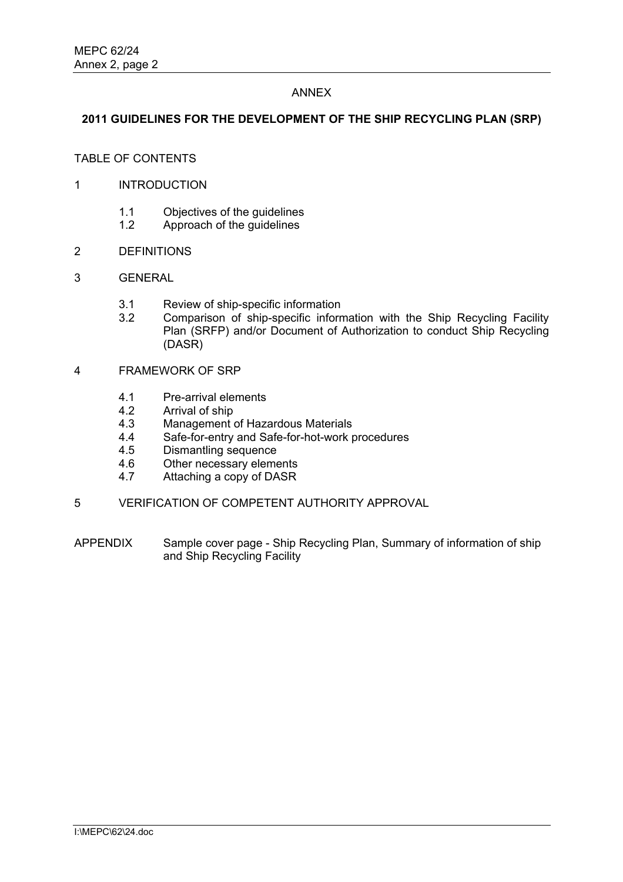ANNEX

## 2011 GUIDELINES FOR THE DEVELOPMENT OF THE SHIP RECYCLING PLAN (SRP)

TABLE OF CONTENTS

1 INTRODUCTION

- 1.1 Objectives of the guidelines
- 1.2 Approach of the guidelines

2 DEFINITIONS

3 GENERAL

- 3.1 Review of ship-specific information
- 3.2 Comparison of ship-specific information with the Ship Recycling Facility Plan (SRFP) and/or Document of Authorization to conduct Ship Recycling (DASR)

4 FRAMEWORK OF SRP

- 4.1 Pre-arrival elements
- 4.2 Arrival of ship
- 4.3 Management of Hazardous Materials
- 4.4 Safe-for-entry and Safe-for-hot-work procedures
- 4.5 Dismantling sequence
- 4.6 Other necessary elements
- 4.7 Attaching a copy of DASR

5 VERIFICATION OF COMPETENT AUTHORITY APPROVAL

APPENDIX Sample cover page - Ship Recycling Plan, Summary of information of ship and Ship Recycling Facility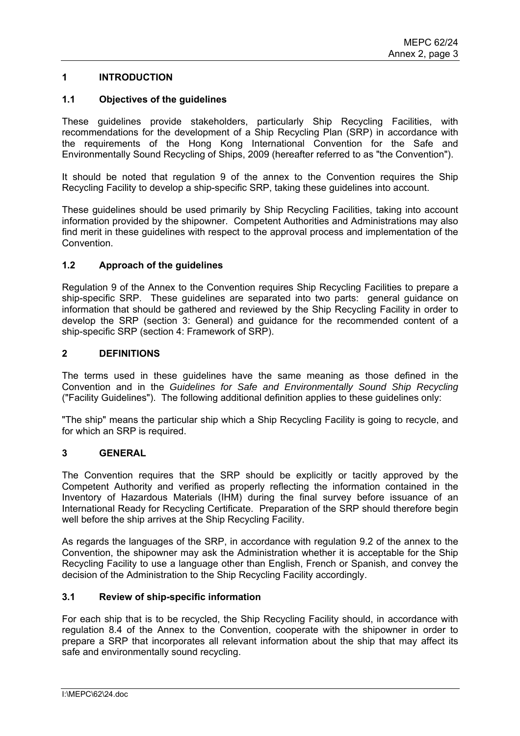## 1 INTRODUCTION

### 1.1 Objectives of the guidelines

These guidelines provide stakeholders, particularly Ship Recycling Facilities, with recommendations for the development of a Ship Recycling Plan (SRP) in accordance with the requirements of the Hong Kong International Convention for the Safe and Environmentally Sound Recycling of Ships, 2009 (hereafter referred to as "the Convention").

It should be noted that regulation 9 of the annex to the Convention requires the Ship Recycling Facility to develop a ship-specific SRP, taking these guidelines into account.

These guidelines should be used primarily by Ship Recycling Facilities, taking into account information provided by the shipowner. Competent Authorities and Administrations may also find merit in these guidelines with respect to the approval process and implementation of the Convention.

### 1.2 Approach of the guidelines

Regulation 9 of the Annex to the Convention requires Ship Recycling Facilities to prepare a ship-specific SRP. These guidelines are separated into two parts: general guidance on information that should be gathered and reviewed by the Ship Recycling Facility in order to develop the SRP (section 3: General) and guidance for the recommended content of a ship-specific SRP (section 4: Framework of SRP).

## 2 DEFINITIONS

The terms used in these guidelines have the same meaning as those defined in the Convention and in the *Guidelines for Safe and Environmentally Sound Ship Recycling* ("Facility Guidelines"). The following additional definition applies to these guidelines only:

"The ship" means the particular ship which a Ship Recycling Facility is going to recycle, and for which an SRP is required.

## 3 GENERAL

The Convention requires that the SRP should be explicitly or tacitly approved by the Competent Authority and verified as properly reflecting the information contained in the Inventory of Hazardous Materials (IHM) during the final survey before issuance of an International Ready for Recycling Certificate. Preparation of the SRP should therefore begin well before the ship arrives at the Ship Recycling Facility.

As regards the languages of the SRP, in accordance with regulation 9.2 of the annex to the Convention, the shipowner may ask the Administration whether it is acceptable for the Ship Recycling Facility to use a language other than English, French or Spanish, and convey the decision of the Administration to the Ship Recycling Facility accordingly.

### 3.1 Review of ship-specific information

For each ship that is to be recycled, the Ship Recycling Facility should, in accordance with regulation 8.4 of the Annex to the Convention, cooperate with the shipowner in order to prepare a SRP that incorporates all relevant information about the ship that may affect its safe and environmentally sound recycling.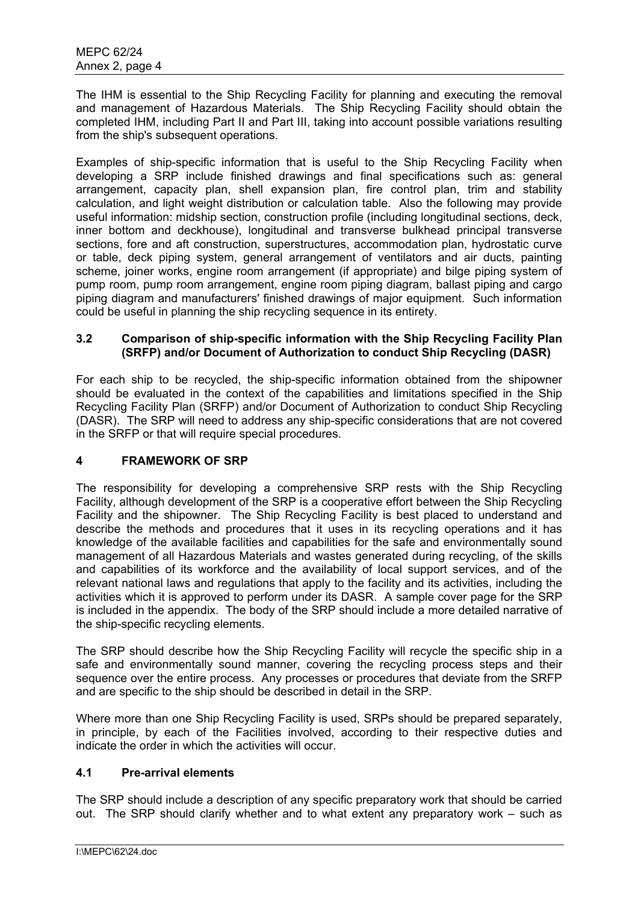The IHM is essential to the Ship Recycling Facility for planning and executing the removal and management of Hazardous Materials. The Ship Recycling Facility should obtain the completed IHM, including Part II and Part III, taking into account possible variations resulting from the ship's subsequent operations.

Examples of ship-specific information that is useful to the Ship Recycling Facility when developing a SRP include finished drawings and final specifications such as: general arrangement, capacity plan, shell expansion plan, fire control plan, trim and stability calculation, and light weight distribution or calculation table. Also the following may provide useful information: midship section, construction profile (including longitudinal sections, deck, inner bottom and deckhouse), longitudinal and transverse bulkhead principal transverse sections, fore and aft construction, superstructures, accommodation plan, hydrostatic curve or table, deck piping system, general arrangement of ventilators and air ducts, painting scheme, joiner works, engine room arrangement (if appropriate) and bilge piping system of pump room, pump room arrangement, engine room piping diagram, ballast piping and cargo piping diagram and manufacturers' finished drawings of major equipment. Such information could be useful in planning the ship recycling sequence in its entirety.

### 3.2 Comparison of ship-specific information with the Ship Recycling Facility Plan (SRFP) and/or Document of Authorization to conduct Ship Recycling (DASR)

For each ship to be recycled, the ship-specific information obtained from the shipowner should be evaluated in the context of the capabilities and limitations specified in the Ship Recycling Facility Plan (SRFP) and/or Document of Authorization to conduct Ship Recycling (DASR). The SRP will need to address any ship-specific considerations that are not covered in the SRFP or that will require special procedures.

## 4 FRAMEWORK OF SRP

The responsibility for developing a comprehensive SRP rests with the Ship Recycling Facility, although development of the SRP is a cooperative effort between the Ship Recycling Facility and the shipowner. The Ship Recycling Facility is best placed to understand and describe the methods and procedures that it uses in its recycling operations and it has knowledge of the available facilities and capabilities for the safe and environmentally sound management of all Hazardous Materials and wastes generated during recycling, of the skills and capabilities of its workforce and the availability of local support services, and of the relevant national laws and regulations that apply to the facility and its activities, including the activities which it is approved to perform under its DASR. A sample cover page for the SRP is included in the appendix. The body of the SRP should include a more detailed narrative of the ship-specific recycling elements.

The SRP should describe how the Ship Recycling Facility will recycle the specific ship in a safe and environmentally sound manner, covering the recycling process steps and their sequence over the entire process. Any processes or procedures that deviate from the SRFP and are specific to the ship should be described in detail in the SRP.

Where more than one Ship Recycling Facility is used, SRPs should be prepared separately, in principle, by each of the Facilities involved, according to their respective duties and indicate the order in which the activities will occur.

### 4.1 Pre-arrival elements

The SRP should include a description of any specific preparatory work that should be carried out. The SRP should clarify whether and to what extent any preparatory work – such as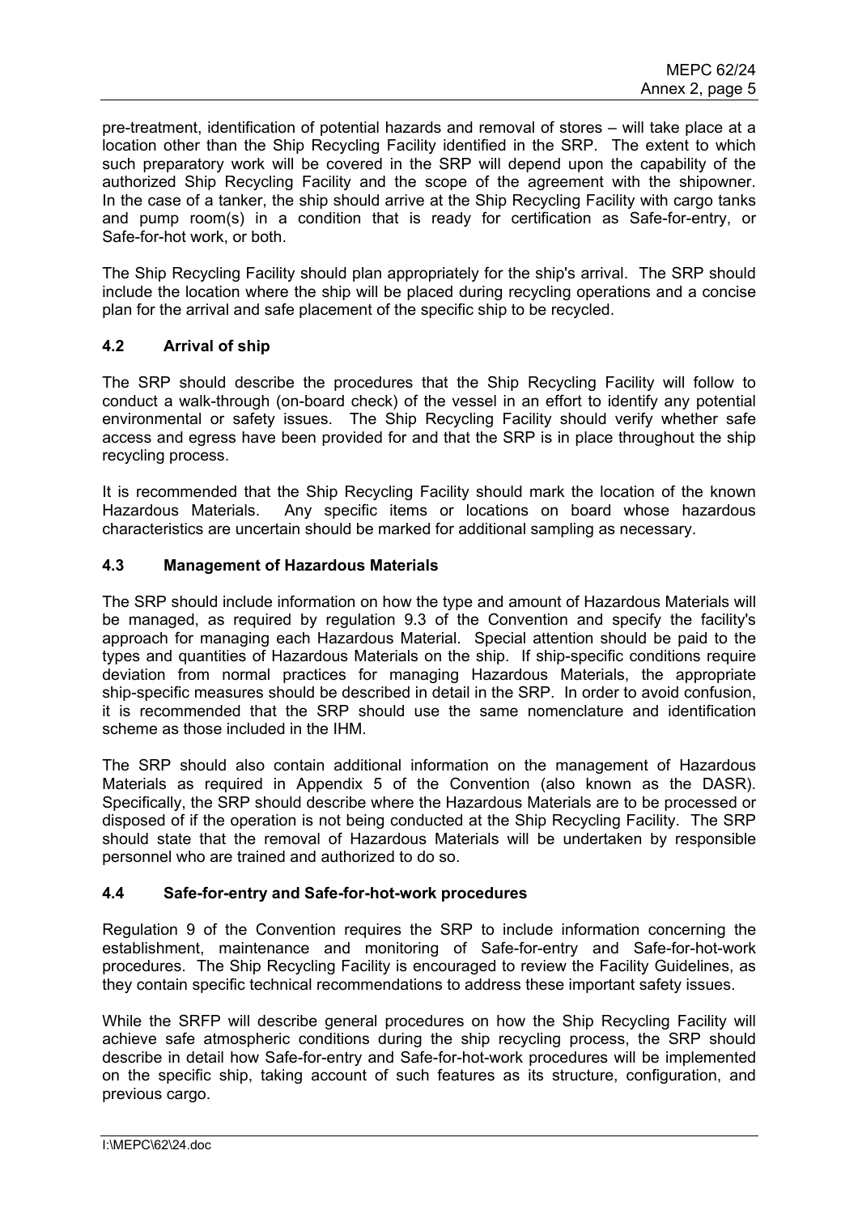pre-treatment, identification of potential hazards and removal of stores – will take place at a location other than the Ship Recycling Facility identified in the SRP. The extent to which such preparatory work will be covered in the SRP will depend upon the capability of the authorized Ship Recycling Facility and the scope of the agreement with the shipowner. In the case of a tanker, the ship should arrive at the Ship Recycling Facility with cargo tanks and pump room(s) in a condition that is ready for certification as Safe-for-entry, or Safe-for-hot work, or both.

The Ship Recycling Facility should plan appropriately for the ship's arrival. The SRP should include the location where the ship will be placed during recycling operations and a concise plan for the arrival and safe placement of the specific ship to be recycled.

### 4.2 Arrival of ship

The SRP should describe the procedures that the Ship Recycling Facility will follow to conduct a walk-through (on-board check) of the vessel in an effort to identify any potential environmental or safety issues. The Ship Recycling Facility should verify whether safe access and egress have been provided for and that the SRP is in place throughout the ship recycling process.

It is recommended that the Ship Recycling Facility should mark the location of the known Hazardous Materials. Any specific items or locations on board whose hazardous characteristics are uncertain should be marked for additional sampling as necessary.

### 4.3 Management of Hazardous Materials

The SRP should include information on how the type and amount of Hazardous Materials will be managed, as required by regulation 9.3 of the Convention and specify the facility's approach for managing each Hazardous Material. Special attention should be paid to the types and quantities of Hazardous Materials on the ship. If ship-specific conditions require deviation from normal practices for managing Hazardous Materials, the appropriate ship-specific measures should be described in detail in the SRP. In order to avoid confusion, it is recommended that the SRP should use the same nomenclature and identification scheme as those included in the IHM.

The SRP should also contain additional information on the management of Hazardous Materials as required in Appendix 5 of the Convention (also known as the DASR). Specifically, the SRP should describe where the Hazardous Materials are to be processed or disposed of if the operation is not being conducted at the Ship Recycling Facility. The SRP should state that the removal of Hazardous Materials will be undertaken by responsible personnel who are trained and authorized to do so.

### 4.4 Safe-for-entry and Safe-for-hot-work procedures

Regulation 9 of the Convention requires the SRP to include information concerning the establishment, maintenance and monitoring of Safe-for-entry and Safe-for-hot-work procedures. The Ship Recycling Facility is encouraged to review the Facility Guidelines, as they contain specific technical recommendations to address these important safety issues.

While the SRFP will describe general procedures on how the Ship Recycling Facility will achieve safe atmospheric conditions during the ship recycling process, the SRP should describe in detail how Safe-for-entry and Safe-for-hot-work procedures will be implemented on the specific ship, taking account of such features as its structure, configuration, and previous cargo.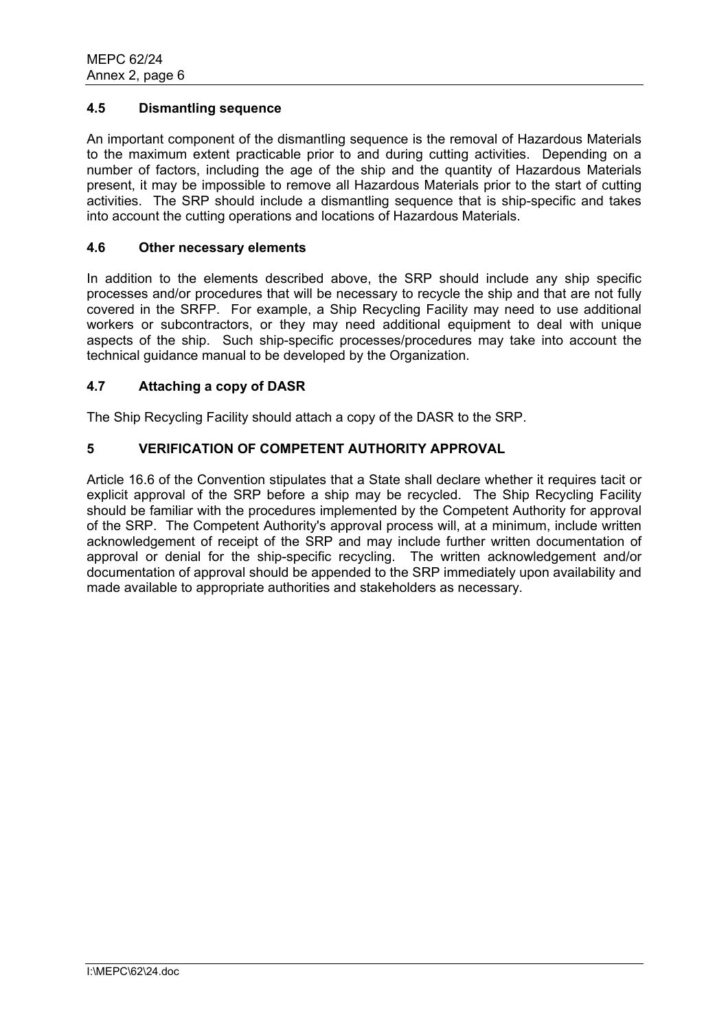### 4.5 Dismantling sequence

An important component of the dismantling sequence is the removal of Hazardous Materials to the maximum extent practicable prior to and during cutting activities. Depending on a number of factors, including the age of the ship and the quantity of Hazardous Materials present, it may be impossible to remove all Hazardous Materials prior to the start of cutting activities. The SRP should include a dismantling sequence that is ship-specific and takes into account the cutting operations and locations of Hazardous Materials.

### 4.6 Other necessary elements

In addition to the elements described above, the SRP should include any ship specific processes and/or procedures that will be necessary to recycle the ship and that are not fully covered in the SRFP. For example, a Ship Recycling Facility may need to use additional workers or subcontractors, or they may need additional equipment to deal with unique aspects of the ship. Such ship-specific processes/procedures may take into account the technical guidance manual to be developed by the Organization.

### 4.7 Attaching a copy of DASR

The Ship Recycling Facility should attach a copy of the DASR to the SRP.

## 5 VERIFICATION OF COMPETENT AUTHORITY APPROVAL

Article 16.6 of the Convention stipulates that a State shall declare whether it requires tacit or explicit approval of the SRP before a ship may be recycled. The Ship Recycling Facility should be familiar with the procedures implemented by the Competent Authority for approval of the SRP. The Competent Authority's approval process will, at a minimum, include written acknowledgement of receipt of the SRP and may include further written documentation of approval or denial for the ship-specific recycling. The written acknowledgement and/or documentation of approval should be appended to the SRP immediately upon availability and made available to appropriate authorities and stakeholders as necessary.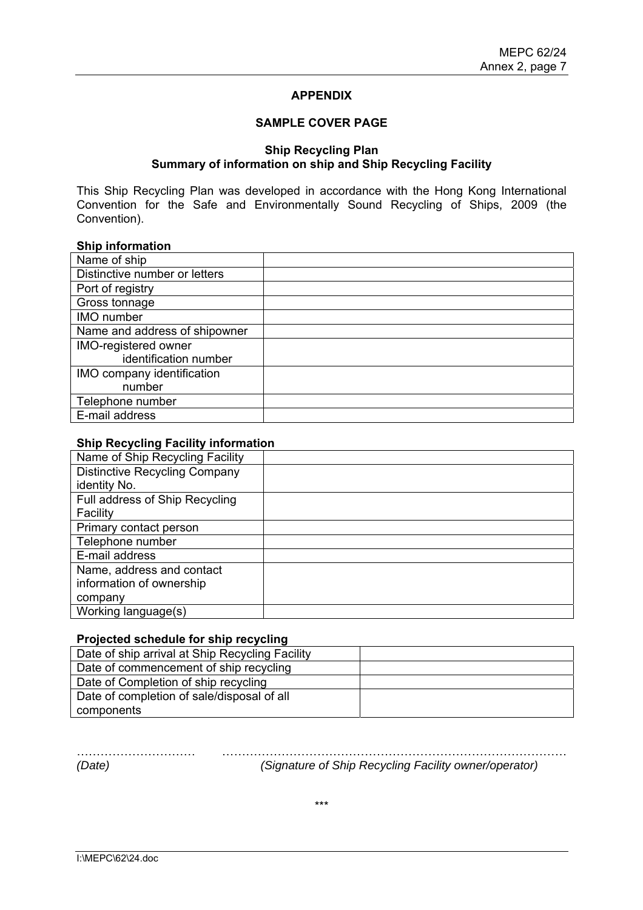## APPENDIX

## SAMPLE COVER PAGE

### Ship Recycling Plan
### Summary of information on ship and Ship Recycling Facility

This Ship Recycling Plan was developed in accordance with the Hong Kong International Convention for the Safe and Environmentally Sound Recycling of Ships, 2009 (the Convention).

**Ship information**

| | |
|---|---|
| Name of ship | |
| Distinctive number or letters | |
| Port of registry | |
| Gross tonnage | |
| IMO number | |
| Name and address of shipowner | |
| IMO-registered owner identification number | |
| IMO company identification number | |
| Telephone number | |
| E-mail address | |

**Ship Recycling Facility information**

| | |
|---|---|
| Name of Ship Recycling Facility | |
| Distinctive Recycling Company identity No. | |
| Full address of Ship Recycling Facility | |
| Primary contact person | |
| Telephone number | |
| E-mail address | |
| Name, address and contact information of ownership company | |
| Working language(s) | |

**Projected schedule for ship recycling**

| | |
|---|---|
| Date of ship arrival at Ship Recycling Facility | |
| Date of commencement of ship recycling | |
| Date of Completion of ship recycling | |
| Date of completion of sale/disposal of all components | |

………………………… ……………………………………………………………………………

*(Date)* *(Signature of Ship Recycling Facility owner/operator)*

***